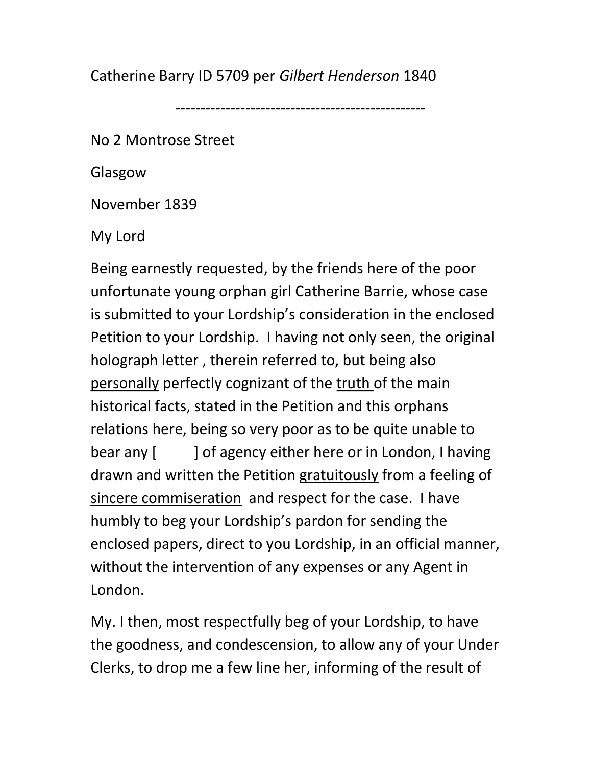Catherine Barry ID 5709 per *Gilbert Henderson* 1840

-----------------------------------------------

No 2 Montrose Street

Glasgow

November 1839

My Lord

Being earnestly requested, by the friends here of the poor unfortunate young orphan girl Catherine Barrie, whose case is submitted to your Lordship's consideration in the enclosed Petition to your Lordship. I having not only seen, the original holograph letter , therein referred to, but being also <u>personally</u> perfectly cognizant of the <u>truth</u> of the main historical facts, stated in the Petition and this orphans relations here, being so very poor as to be quite unable to bear any [ ] of agency either here or in London, I having drawn and written the Petition <u>gratuitously</u> from a feeling of <u>sincere commiseration</u> and respect for the case. I have humbly to beg your Lordship's pardon for sending the enclosed papers, direct to you Lordship, in an official manner, without the intervention of any expenses or any Agent in London.

My. I then, most respectfully beg of your Lordship, to have the goodness, and condescension, to allow any of your Under Clerks, to drop me a few line her, informing of the result of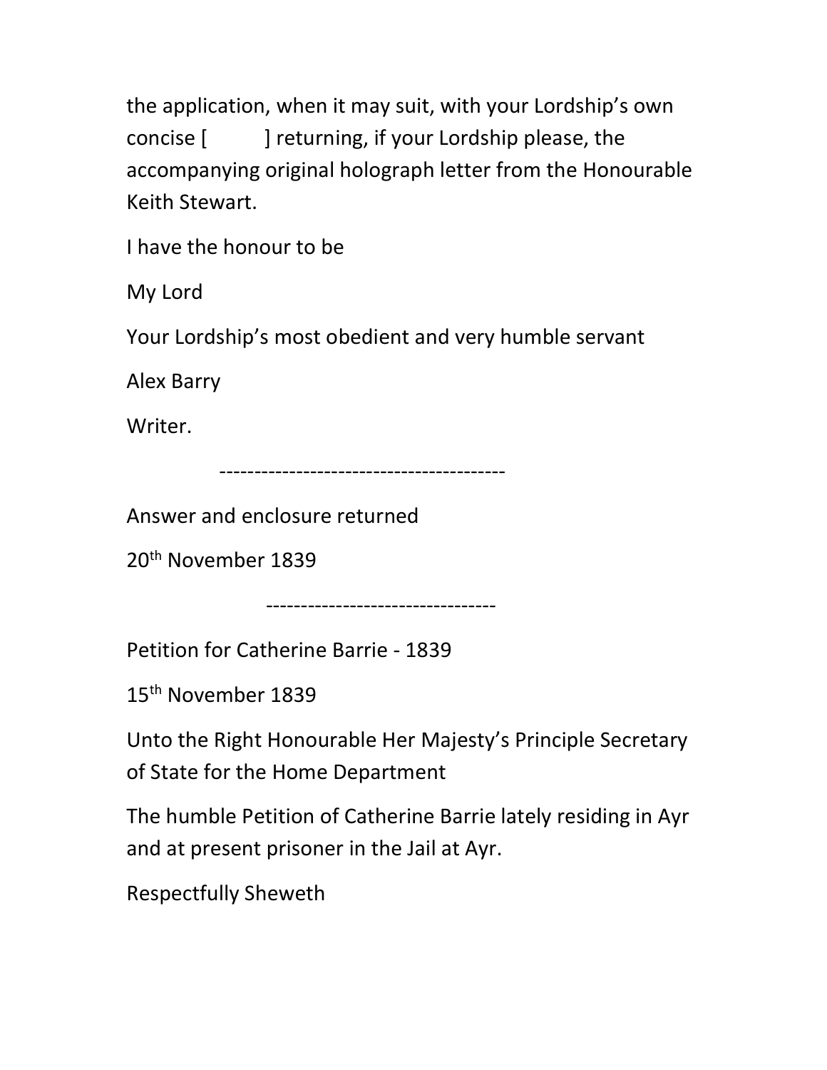the application, when it may suit, with your Lordship's own concise [ ] returning, if your Lordship please, the accompanying original holograph letter from the Honourable Keith Stewart.

I have the honour to be

My Lord

Your Lordship's most obedient and very humble servant

Alex Barry

Writer.

---

Answer and enclosure returned

20th November 1839

---

Petition for Catherine Barrie - 1839

15th November 1839

Unto the Right Honourable Her Majesty's Principle Secretary of State for the Home Department

The humble Petition of Catherine Barrie lately residing in Ayr and at present prisoner in the Jail at Ayr.

Respectfully Sheweth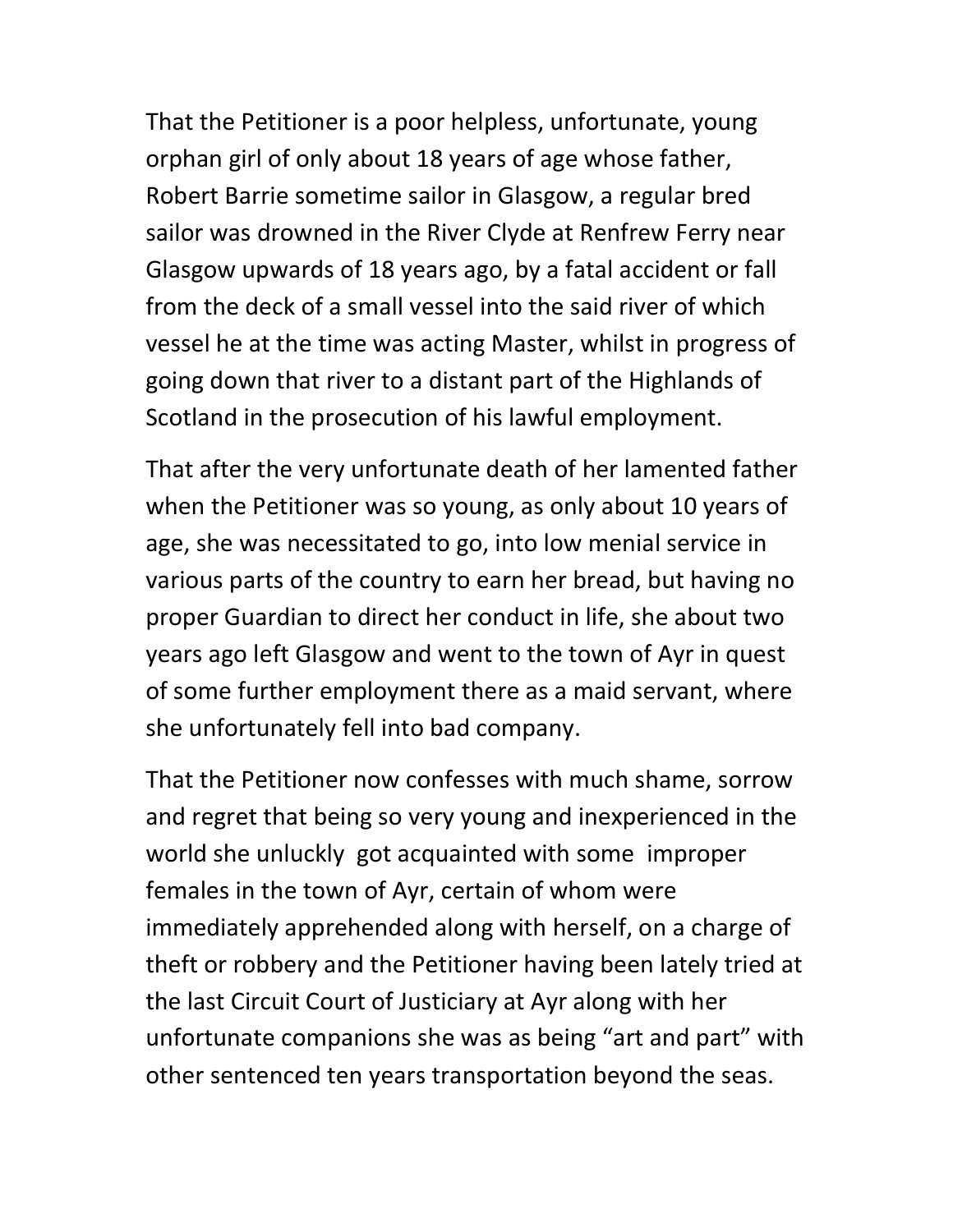That the Petitioner is a poor helpless, unfortunate, young orphan girl of only about 18 years of age whose father, Robert Barrie sometime sailor in Glasgow, a regular bred sailor was drowned in the River Clyde at Renfrew Ferry near Glasgow upwards of 18 years ago, by a fatal accident or fall from the deck of a small vessel into the said river of which vessel he at the time was acting Master, whilst in progress of going down that river to a distant part of the Highlands of Scotland in the prosecution of his lawful employment.

That after the very unfortunate death of her lamented father when the Petitioner was so young, as only about 10 years of age, she was necessitated to go, into low menial service in various parts of the country to earn her bread, but having no proper Guardian to direct her conduct in life, she about two years ago left Glasgow and went to the town of Ayr in quest of some further employment there as a maid servant, where she unfortunately fell into bad company.

That the Petitioner now confesses with much shame, sorrow and regret that being so very young and inexperienced in the world she unluckly got acquainted with some improper females in the town of Ayr, certain of whom were immediately apprehended along with herself, on a charge of theft or robbery and the Petitioner having been lately tried at the last Circuit Court of Justiciary at Ayr along with her unfortunate companions she was as being "art and part" with other sentenced ten years transportation beyond the seas.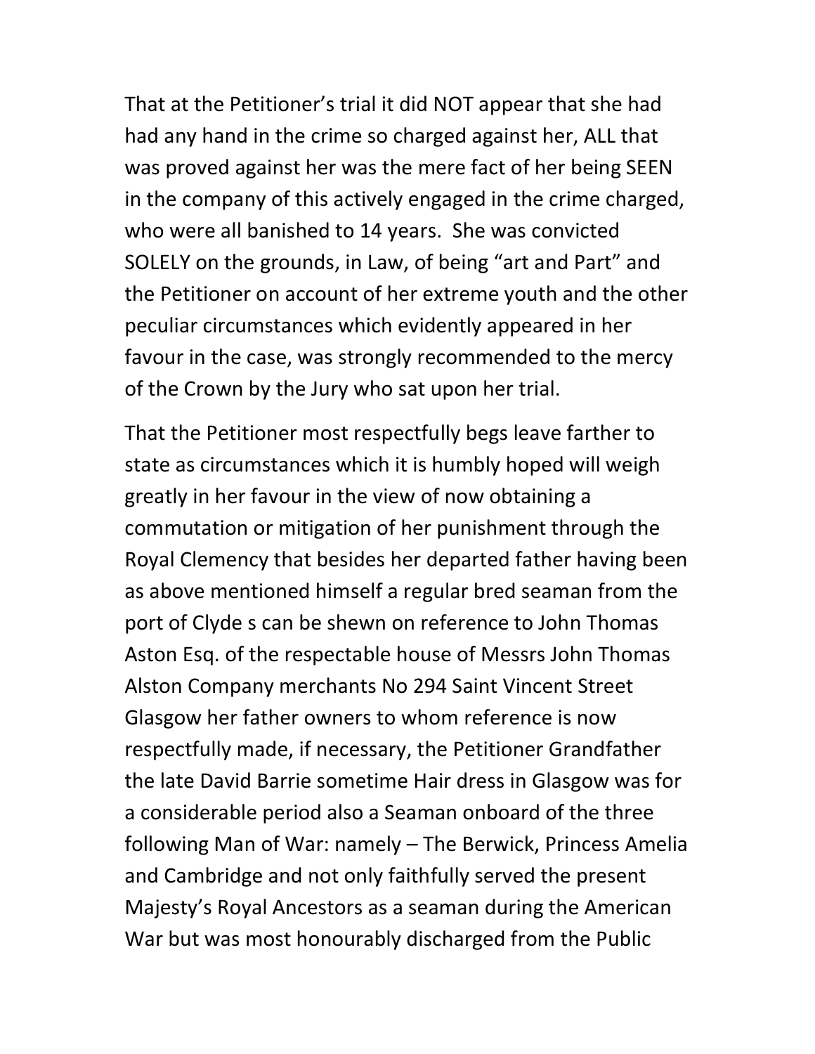That at the Petitioner's trial it did NOT appear that she had had any hand in the crime so charged against her, ALL that was proved against her was the mere fact of her being SEEN in the company of this actively engaged in the crime charged, who were all banished to 14 years. She was convicted SOLELY on the grounds, in Law, of being "art and Part" and the Petitioner on account of her extreme youth and the other peculiar circumstances which evidently appeared in her favour in the case, was strongly recommended to the mercy of the Crown by the Jury who sat upon her trial.

That the Petitioner most respectfully begs leave farther to state as circumstances which it is humbly hoped will weigh greatly in her favour in the view of now obtaining a commutation or mitigation of her punishment through the Royal Clemency that besides her departed father having been as above mentioned himself a regular bred seaman from the port of Clyde s can be shewn on reference to John Thomas Aston Esq. of the respectable house of Messrs John Thomas Alston Company merchants No 294 Saint Vincent Street Glasgow her father owners to whom reference is now respectfully made, if necessary, the Petitioner Grandfather the late David Barrie sometime Hair dress in Glasgow was for a considerable period also a Seaman onboard of the three following Man of War: namely – The Berwick, Princess Amelia and Cambridge and not only faithfully served the present Majesty's Royal Ancestors as a seaman during the American War but was most honourably discharged from the Public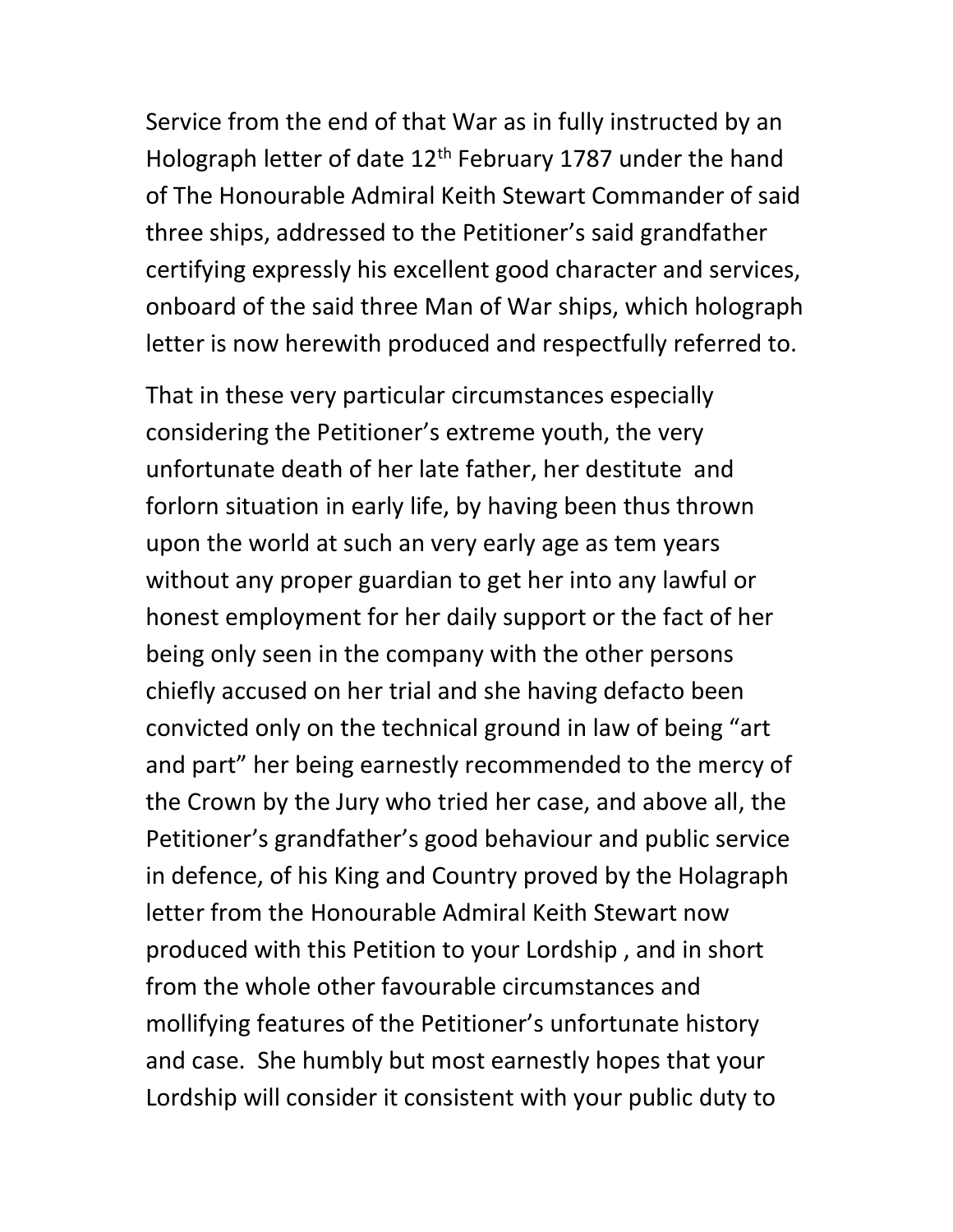Service from the end of that War as in fully instructed by an Holograph letter of date 12th February 1787 under the hand of The Honourable Admiral Keith Stewart Commander of said three ships, addressed to the Petitioner's said grandfather certifying expressly his excellent good character and services, onboard of the said three Man of War ships, which holograph letter is now herewith produced and respectfully referred to.

That in these very particular circumstances especially considering the Petitioner's extreme youth, the very unfortunate death of her late father, her destitute and forlorn situation in early life, by having been thus thrown upon the world at such an very early age as tem years without any proper guardian to get her into any lawful or honest employment for her daily support or the fact of her being only seen in the company with the other persons chiefly accused on her trial and she having defacto been convicted only on the technical ground in law of being "art and part" her being earnestly recommended to the mercy of the Crown by the Jury who tried her case, and above all, the Petitioner's grandfather's good behaviour and public service in defence, of his King and Country proved by the Holagraph letter from the Honourable Admiral Keith Stewart now produced with this Petition to your Lordship , and in short from the whole other favourable circumstances and mollifying features of the Petitioner's unfortunate history and case. She humbly but most earnestly hopes that your Lordship will consider it consistent with your public duty to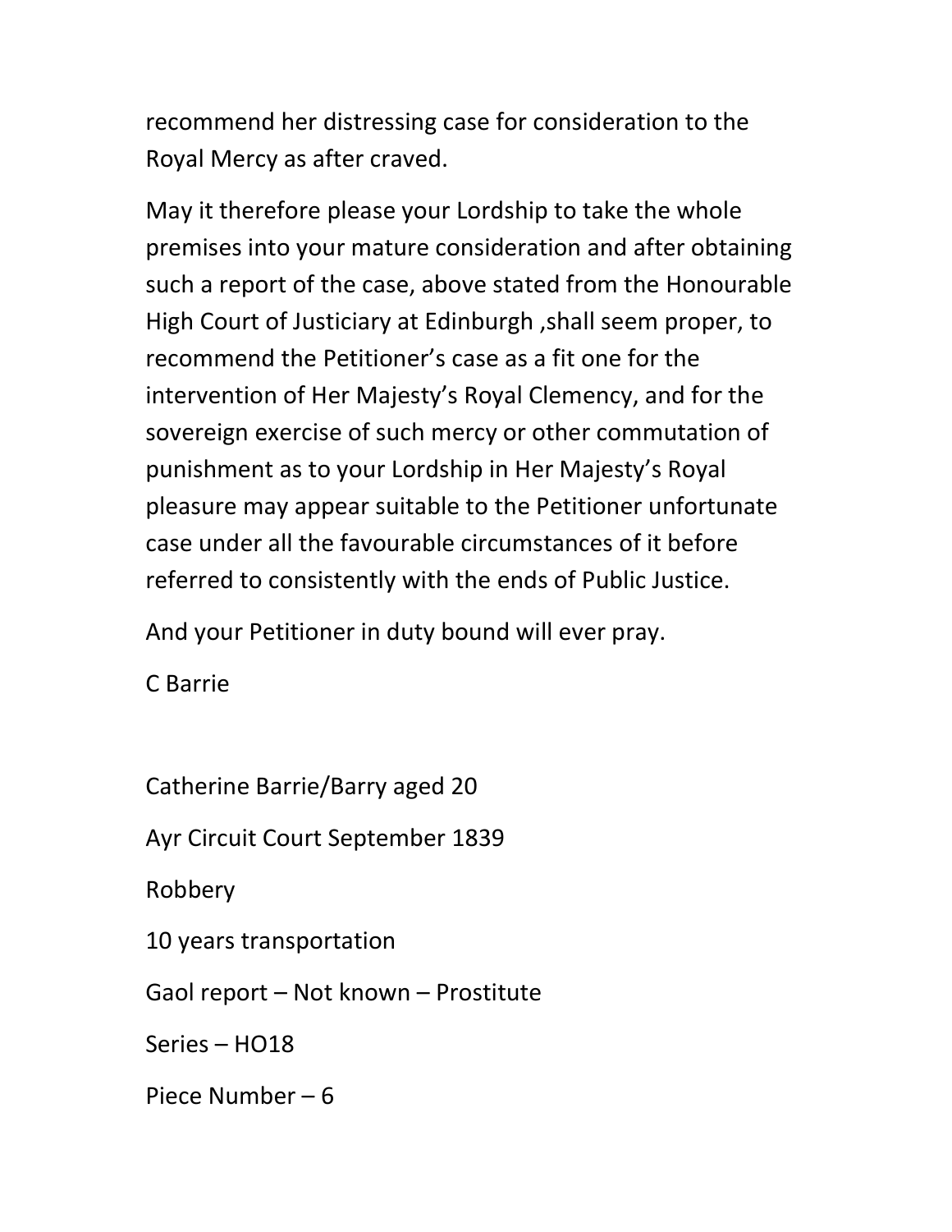recommend her distressing case for consideration to the Royal Mercy as after craved.

May it therefore please your Lordship to take the whole premises into your mature consideration and after obtaining such a report of the case, above stated from the Honourable High Court of Justiciary at Edinburgh ,shall seem proper, to recommend the Petitioner's case as a fit one for the intervention of Her Majesty's Royal Clemency, and for the sovereign exercise of such mercy or other commutation of punishment as to your Lordship in Her Majesty's Royal pleasure may appear suitable to the Petitioner unfortunate case under all the favourable circumstances of it before referred to consistently with the ends of Public Justice.

And your Petitioner in duty bound will ever pray.

C Barrie

Catherine Barrie/Barry aged 20

Ayr Circuit Court September 1839

Robbery

10 years transportation

Gaol report – Not known – Prostitute

Series – HO18

Piece Number – 6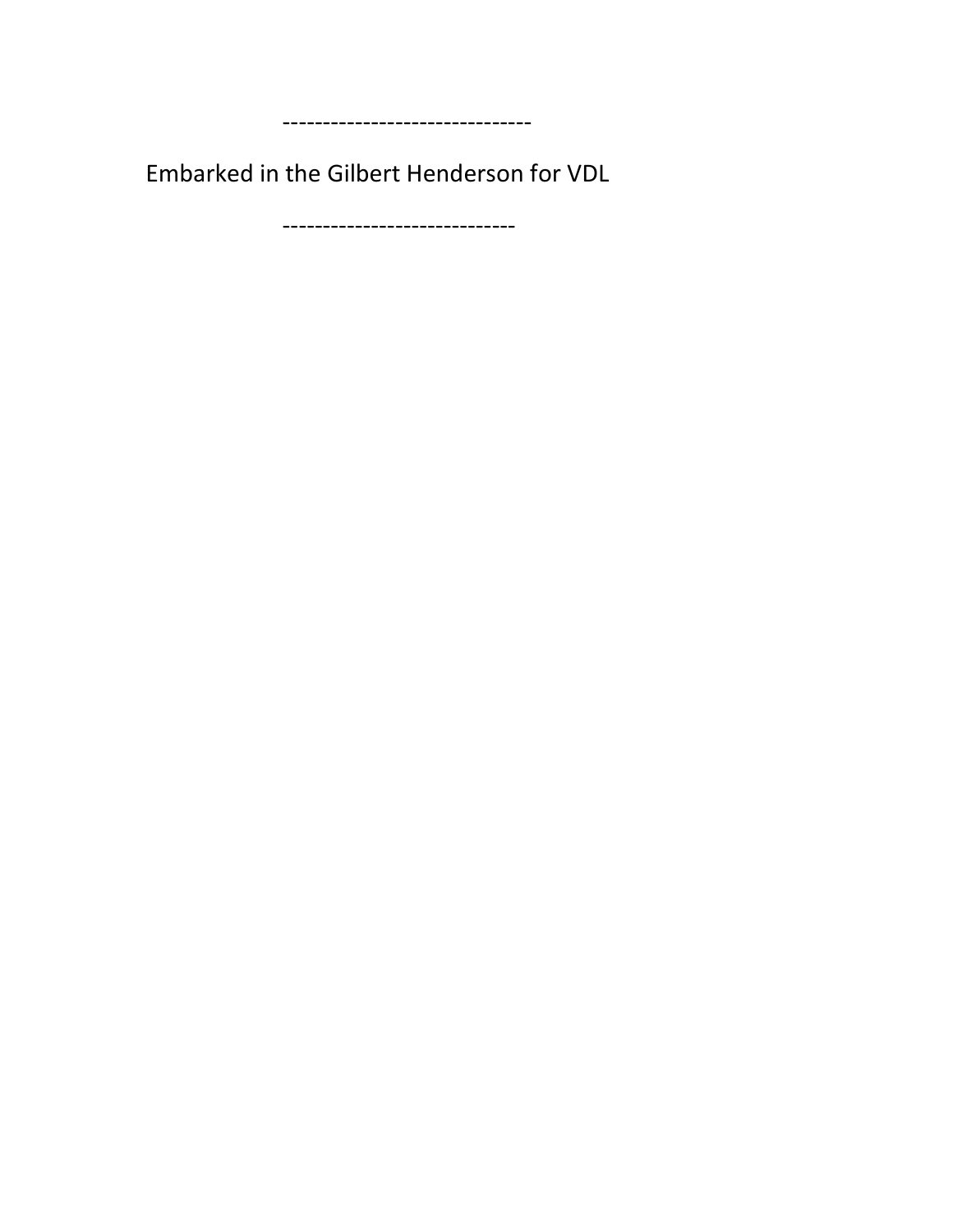-------------------------------

Embarked in the Gilbert Henderson for VDL

-----------------------------